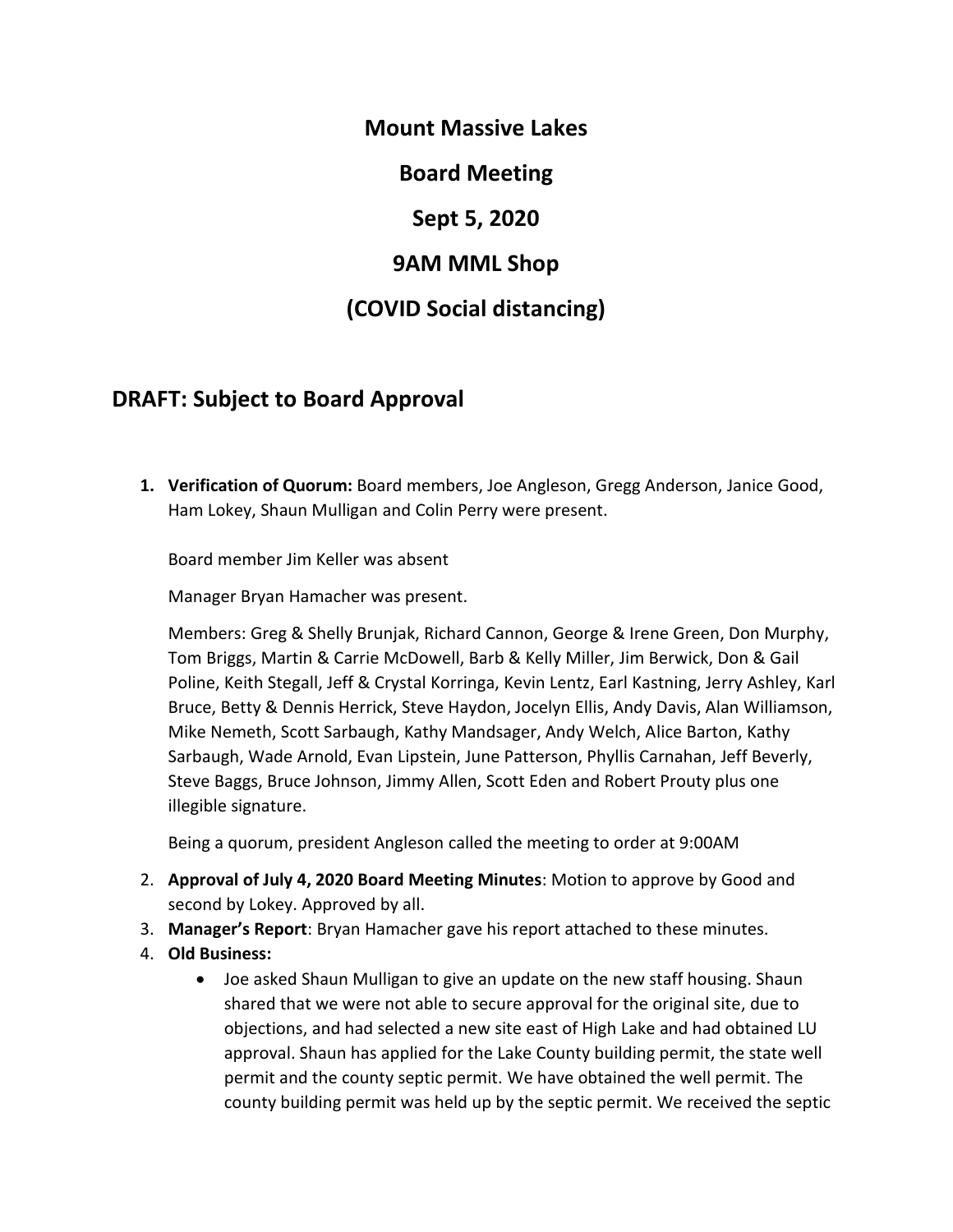# Mount Massive Lakes

# Board Meeting

# Sept 5, 2020

# 9AM MML Shop

# (COVID Social distancing)

## DRAFT: Subject to Board Approval

1. **Verification of Quorum:** Board members, Joe Angleson, Gregg Anderson, Janice Good, Ham Lokey, Shaun Mulligan and Colin Perry were present.

   Board member Jim Keller was absent

   Manager Bryan Hamacher was present.

   Members: Greg & Shelly Brunjak, Richard Cannon, George & Irene Green, Don Murphy, Tom Briggs, Martin & Carrie McDowell, Barb & Kelly Miller, Jim Berwick, Don & Gail Poline, Keith Stegall, Jeff & Crystal Korringa, Kevin Lentz, Earl Kastning, Jerry Ashley, Karl Bruce, Betty & Dennis Herrick, Steve Haydon, Jocelyn Ellis, Andy Davis, Alan Williamson, Mike Nemeth, Scott Sarbaugh, Kathy Mandsager, Andy Welch, Alice Barton, Kathy Sarbaugh, Wade Arnold, Evan Lipstein, June Patterson, Phyllis Carnahan, Jeff Beverly, Steve Baggs, Bruce Johnson, Jimmy Allen, Scott Eden and Robert Prouty plus one illegible signature.

   Being a quorum, president Angleson called the meeting to order at 9:00AM

2. **Approval of July 4, 2020 Board Meeting Minutes**: Motion to approve by Good and second by Lokey. Approved by all.
3. **Manager's Report**: Bryan Hamacher gave his report attached to these minutes.
4. **Old Business:**
   - Joe asked Shaun Mulligan to give an update on the new staff housing. Shaun shared that we were not able to secure approval for the original site, due to objections, and had selected a new site east of High Lake and had obtained LU approval. Shaun has applied for the Lake County building permit, the state well permit and the county septic permit. We have obtained the well permit. The county building permit was held up by the septic permit. We received the septic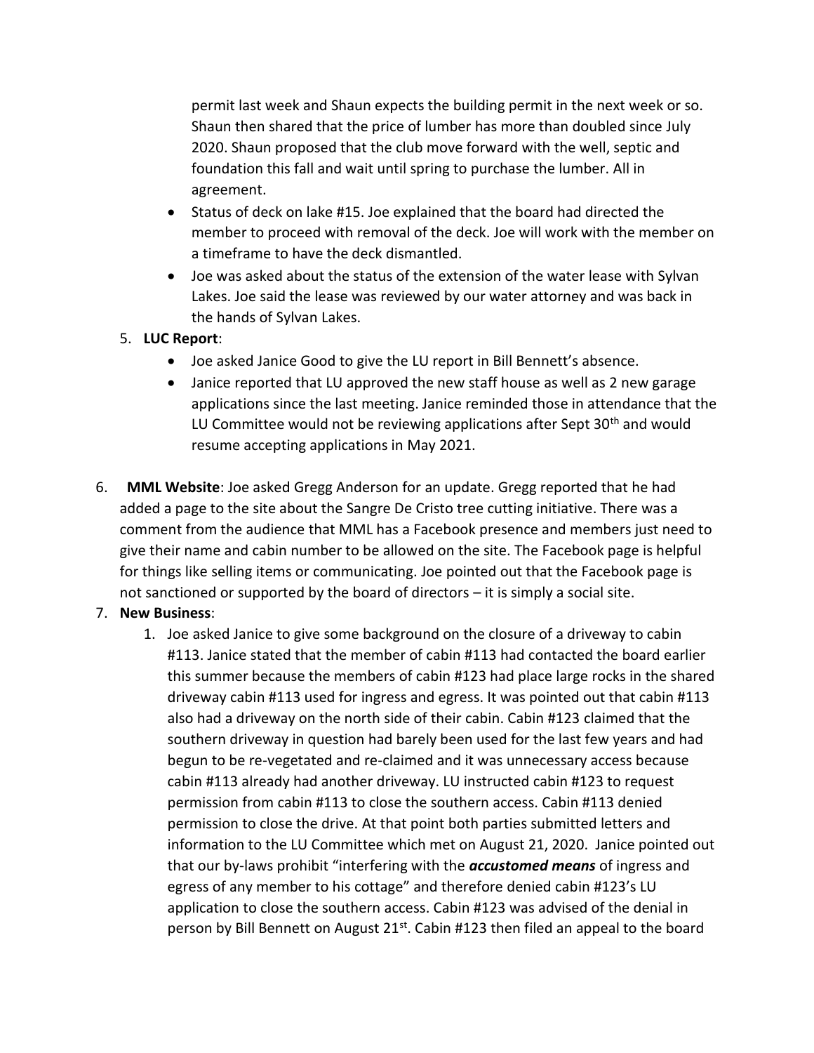permit last week and Shaun expects the building permit in the next week or so. Shaun then shared that the price of lumber has more than doubled since July 2020. Shaun proposed that the club move forward with the well, septic and foundation this fall and wait until spring to purchase the lumber. All in agreement.

- Status of deck on lake #15. Joe explained that the board had directed the member to proceed with removal of the deck. Joe will work with the member on a timeframe to have the deck dismantled.
- Joe was asked about the status of the extension of the water lease with Sylvan Lakes. Joe said the lease was reviewed by our water attorney and was back in the hands of Sylvan Lakes.

5. **LUC Report**:
   - Joe asked Janice Good to give the LU report in Bill Bennett's absence.
   - Janice reported that LU approved the new staff house as well as 2 new garage applications since the last meeting. Janice reminded those in attendance that the LU Committee would not be reviewing applications after Sept 30th and would resume accepting applications in May 2021.

6. **MML Website**: Joe asked Gregg Anderson for an update. Gregg reported that he had added a page to the site about the Sangre De Cristo tree cutting initiative. There was a comment from the audience that MML has a Facebook presence and members just need to give their name and cabin number to be allowed on the site. The Facebook page is helpful for things like selling items or communicating. Joe pointed out that the Facebook page is not sanctioned or supported by the board of directors – it is simply a social site.

7. **New Business**:
   1. Joe asked Janice to give some background on the closure of a driveway to cabin #113. Janice stated that the member of cabin #113 had contacted the board earlier this summer because the members of cabin #123 had place large rocks in the shared driveway cabin #113 used for ingress and egress. It was pointed out that cabin #113 also had a driveway on the north side of their cabin. Cabin #123 claimed that the southern driveway in question had barely been used for the last few years and had begun to be re-vegetated and re-claimed and it was unnecessary access because cabin #113 already had another driveway. LU instructed cabin #123 to request permission from cabin #113 to close the southern access. Cabin #113 denied permission to close the drive. At that point both parties submitted letters and information to the LU Committee which met on August 21, 2020. Janice pointed out that our by-laws prohibit "interfering with the ***accustomed means*** of ingress and egress of any member to his cottage" and therefore denied cabin #123's LU application to close the southern access. Cabin #123 was advised of the denial in person by Bill Bennett on August 21st. Cabin #123 then filed an appeal to the board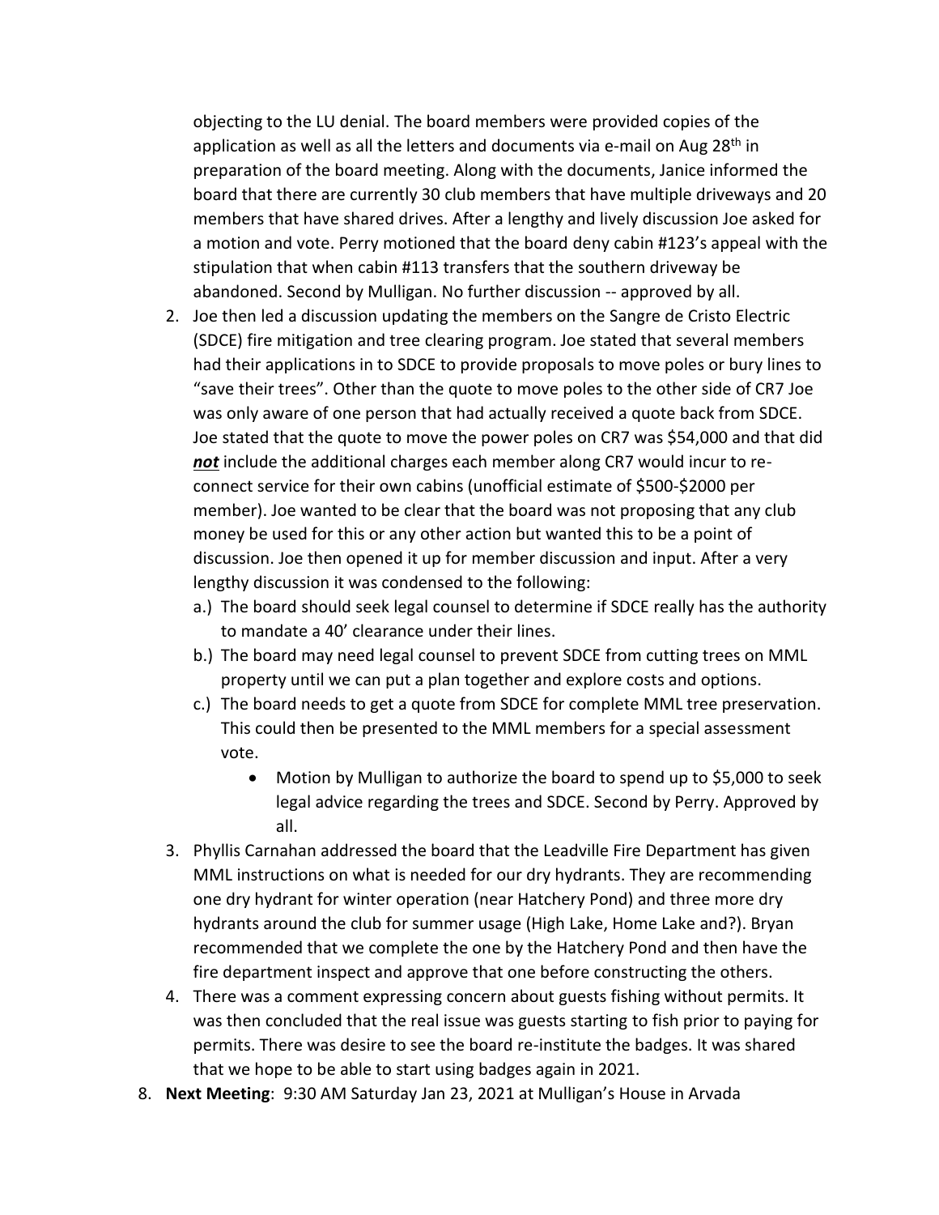objecting to the LU denial. The board members were provided copies of the application as well as all the letters and documents via e-mail on Aug 28th in preparation of the board meeting. Along with the documents, Janice informed the board that there are currently 30 club members that have multiple driveways and 20 members that have shared drives. After a lengthy and lively discussion Joe asked for a motion and vote. Perry motioned that the board deny cabin #123's appeal with the stipulation that when cabin #113 transfers that the southern driveway be abandoned. Second by Mulligan. No further discussion -- approved by all.

2. Joe then led a discussion updating the members on the Sangre de Cristo Electric (SDCE) fire mitigation and tree clearing program. Joe stated that several members had their applications in to SDCE to provide proposals to move poles or bury lines to "save their trees". Other than the quote to move poles to the other side of CR7 Joe was only aware of one person that had actually received a quote back from SDCE. Joe stated that the quote to move the power poles on CR7 was $54,000 and that did ***not*** include the additional charges each member along CR7 would incur to re-connect service for their own cabins (unofficial estimate of $500-$2000 per member). Joe wanted to be clear that the board was not proposing that any club money be used for this or any other action but wanted this to be a point of discussion. Joe then opened it up for member discussion and input. After a very lengthy discussion it was condensed to the following:
   a.) The board should seek legal counsel to determine if SDCE really has the authority to mandate a 40' clearance under their lines.
   b.) The board may need legal counsel to prevent SDCE from cutting trees on MML property until we can put a plan together and explore costs and options.
   c.) The board needs to get a quote from SDCE for complete MML tree preservation. This could then be presented to the MML members for a special assessment vote.
      - Motion by Mulligan to authorize the board to spend up to $5,000 to seek legal advice regarding the trees and SDCE. Second by Perry. Approved by all.
3. Phyllis Carnahan addressed the board that the Leadville Fire Department has given MML instructions on what is needed for our dry hydrants. They are recommending one dry hydrant for winter operation (near Hatchery Pond) and three more dry hydrants around the club for summer usage (High Lake, Home Lake and?). Bryan recommended that we complete the one by the Hatchery Pond and then have the fire department inspect and approve that one before constructing the others.
4. There was a comment expressing concern about guests fishing without permits. It was then concluded that the real issue was guests starting to fish prior to paying for permits. There was desire to see the board re-institute the badges. It was shared that we hope to be able to start using badges again in 2021.

8. **Next Meeting**: 9:30 AM Saturday Jan 23, 2021 at Mulligan's House in Arvada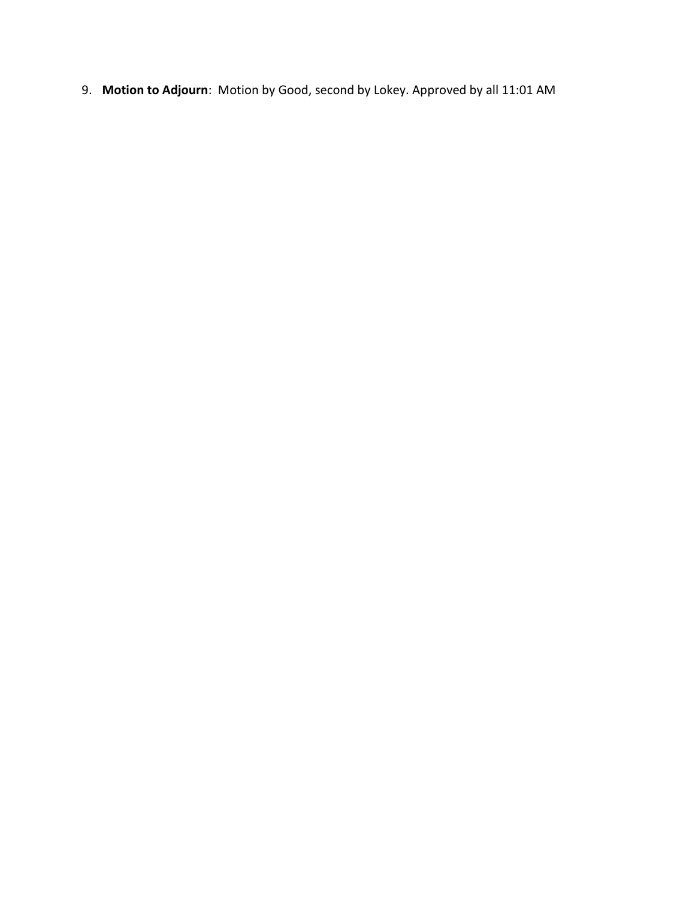9. **Motion to Adjourn**: Motion by Good, second by Lokey. Approved by all 11:01 AM